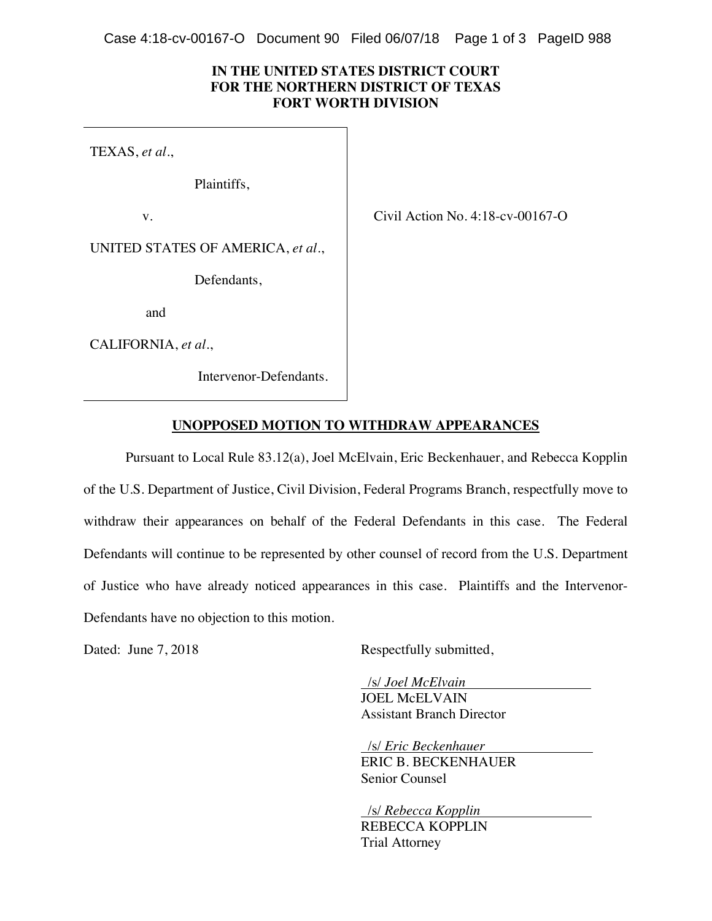**IN THE UNITED STATES DISTRICT COURT**
**FOR THE NORTHERN DISTRICT OF TEXAS**
**FORT WORTH DIVISION**

TEXAS, *et al.*,

Plaintiffs,

v.

UNITED STATES OF AMERICA, *et al.*,

Defendants,

and

CALIFORNIA, *et al.*,

Intervenor-Defendants.

Civil Action No. 4:18-cv-00167-O

## UNOPPOSED MOTION TO WITHDRAW APPEARANCES

Pursuant to Local Rule 83.12(a), Joel McElvain, Eric Beckenhauer, and Rebecca Kopplin of the U.S. Department of Justice, Civil Division, Federal Programs Branch, respectfully move to withdraw their appearances on behalf of the Federal Defendants in this case. The Federal Defendants will continue to be represented by other counsel of record from the U.S. Department of Justice who have already noticed appearances in this case. Plaintiffs and the Intervenor-Defendants have no objection to this motion.

Dated: June 7, 2018

Respectfully submitted,

/s/ *Joel McElvain*
JOEL McELVAIN
Assistant Branch Director

/s/ *Eric Beckenhauer*
ERIC B. BECKENHAUER
Senior Counsel

/s/ *Rebecca Kopplin*
REBECCA KOPPLIN
Trial Attorney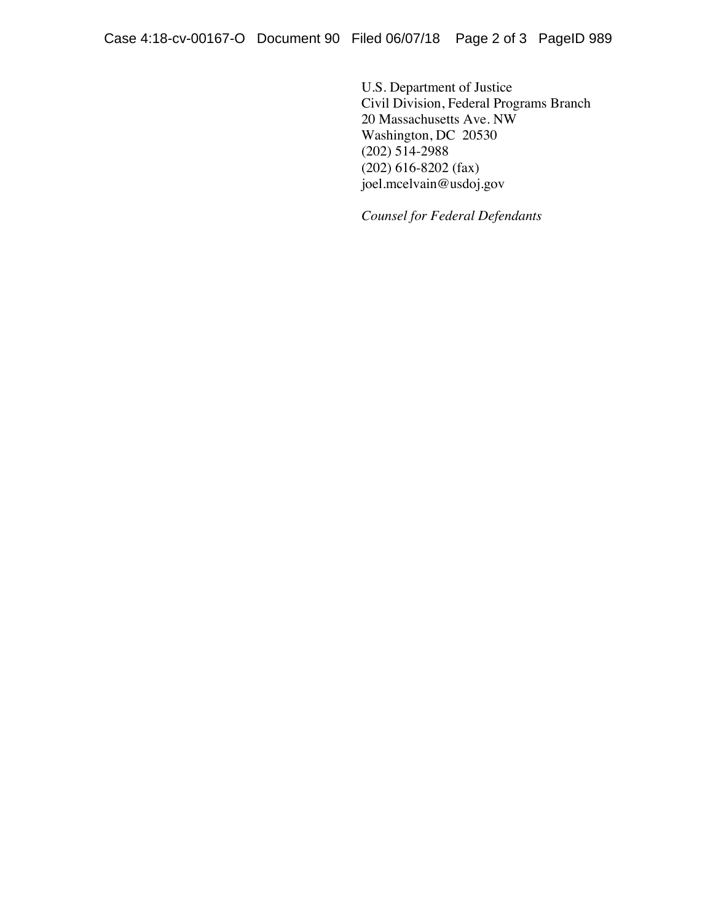U.S. Department of Justice
Civil Division, Federal Programs Branch
20 Massachusetts Ave. NW
Washington, DC 20530
(202) 514-2988
(202) 616-8202 (fax)
joel.mcelvain@usdoj.gov

*Counsel for Federal Defendants*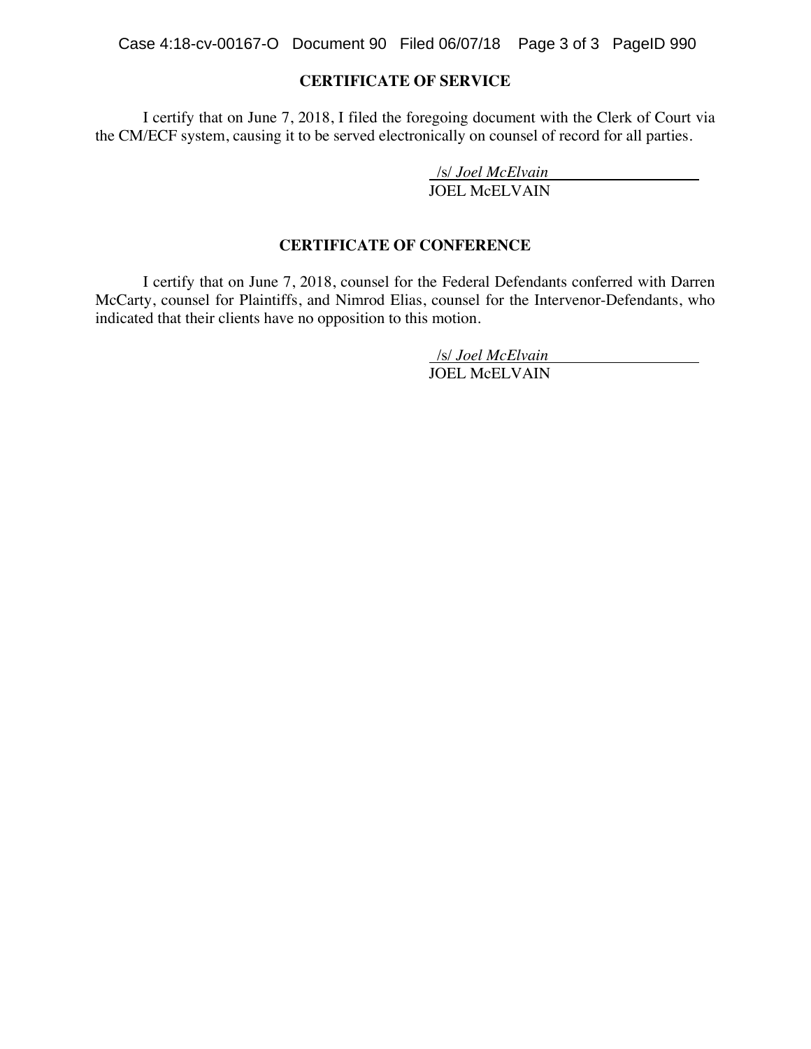## CERTIFICATE OF SERVICE

I certify that on June 7, 2018, I filed the foregoing document with the Clerk of Court via the CM/ECF system, causing it to be served electronically on counsel of record for all parties.

/s/ *Joel McElvain*
JOEL McELVAIN

## CERTIFICATE OF CONFERENCE

I certify that on June 7, 2018, counsel for the Federal Defendants conferred with Darren McCarty, counsel for Plaintiffs, and Nimrod Elias, counsel for the Intervenor-Defendants, who indicated that their clients have no opposition to this motion.

/s/ *Joel McElvain*
JOEL McELVAIN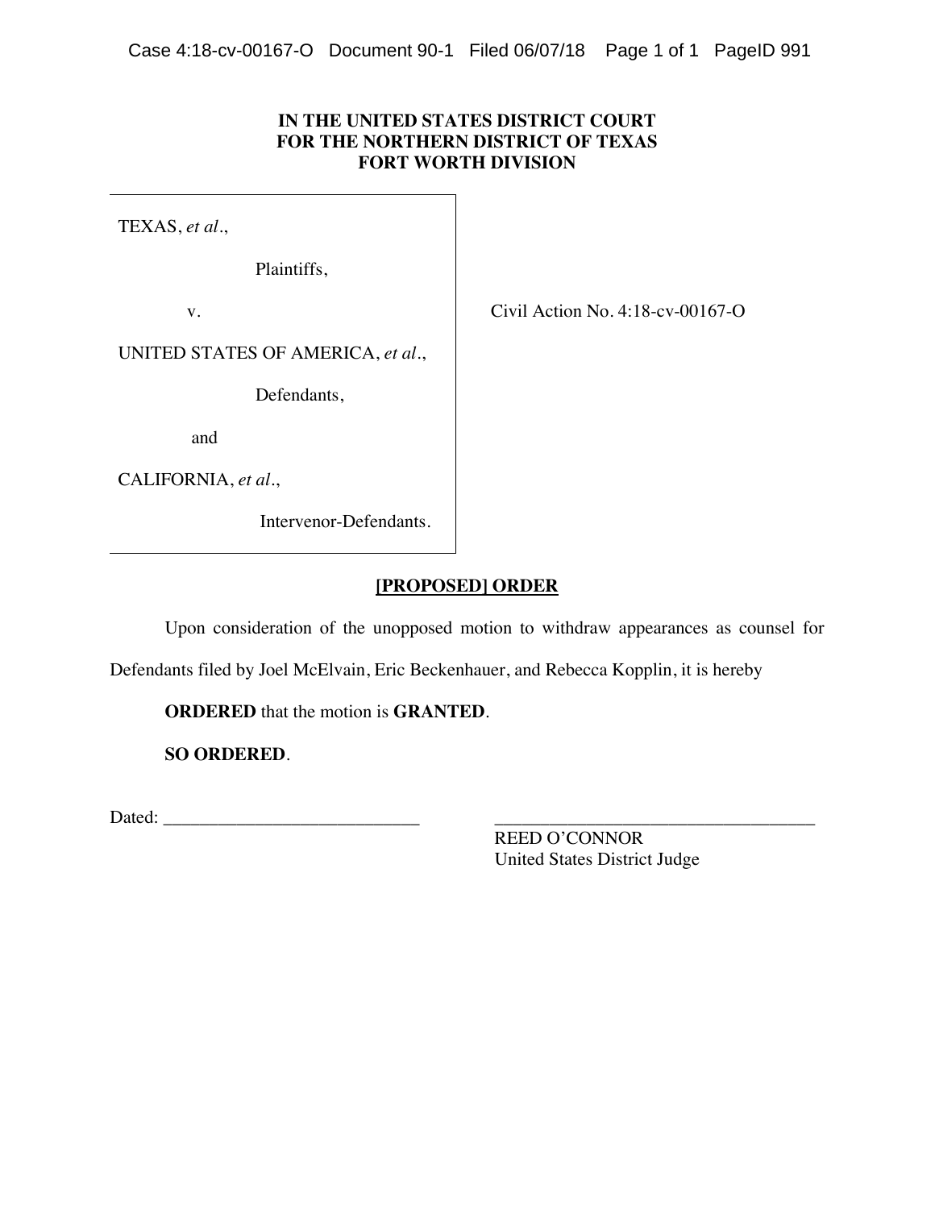**IN THE UNITED STATES DISTRICT COURT**
**FOR THE NORTHERN DISTRICT OF TEXAS**
**FORT WORTH DIVISION**

TEXAS, *et al*.,

Plaintiffs,

v.

UNITED STATES OF AMERICA, *et al*.,

Defendants,

and

CALIFORNIA, *et al*.,

Intervenor-Defendants.

Civil Action No. 4:18-cv-00167-O

## [PROPOSED] ORDER

Upon consideration of the unopposed motion to withdraw appearances as counsel for Defendants filed by Joel McElvain, Eric Beckenhauer, and Rebecca Kopplin, it is hereby

**ORDERED** that the motion is **GRANTED**.

**SO ORDERED**.

Dated: ____________________________

____________________________________
REED O'CONNOR
United States District Judge